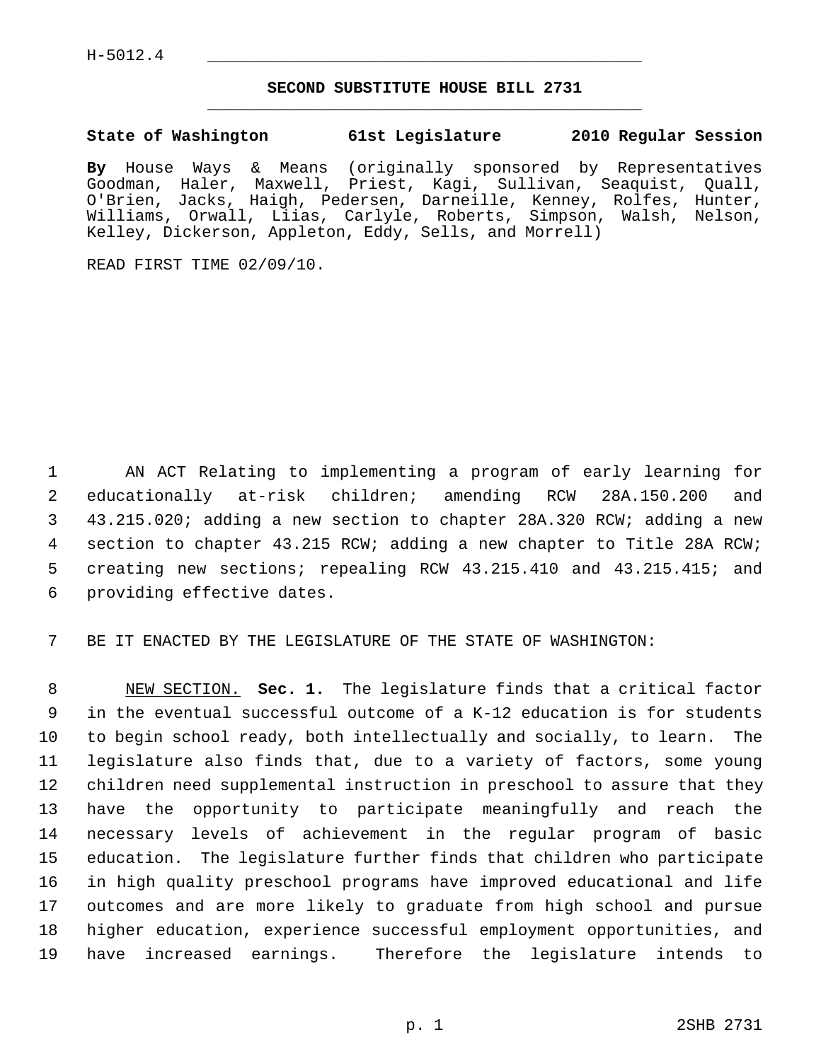H-5012.4

# SECOND SUBSTITUTE HOUSE BILL 2731

**State of Washington 61st Legislature 2010 Regular Session**

**By** House Ways & Means (originally sponsored by Representatives Goodman, Haler, Maxwell, Priest, Kagi, Sullivan, Seaquist, Quall, O'Brien, Jacks, Haigh, Pedersen, Darneille, Kenney, Rolfes, Hunter, Williams, Orwall, Liias, Carlyle, Roberts, Simpson, Walsh, Nelson, Kelley, Dickerson, Appleton, Eddy, Sells, and Morrell)

READ FIRST TIME 02/09/10.

AN ACT Relating to implementing a program of early learning for educationally at-risk children; amending RCW 28A.150.200 and 43.215.020; adding a new section to chapter 28A.320 RCW; adding a new section to chapter 43.215 RCW; adding a new chapter to Title 28A RCW; creating new sections; repealing RCW 43.215.410 and 43.215.415; and providing effective dates.

BE IT ENACTED BY THE LEGISLATURE OF THE STATE OF WASHINGTON:

NEW SECTION. **Sec. 1.** The legislature finds that a critical factor in the eventual successful outcome of a K-12 education is for students to begin school ready, both intellectually and socially, to learn. The legislature also finds that, due to a variety of factors, some young children need supplemental instruction in preschool to assure that they have the opportunity to participate meaningfully and reach the necessary levels of achievement in the regular program of basic education. The legislature further finds that children who participate in high quality preschool programs have improved educational and life outcomes and are more likely to graduate from high school and pursue higher education, experience successful employment opportunities, and have increased earnings. Therefore the legislature intends to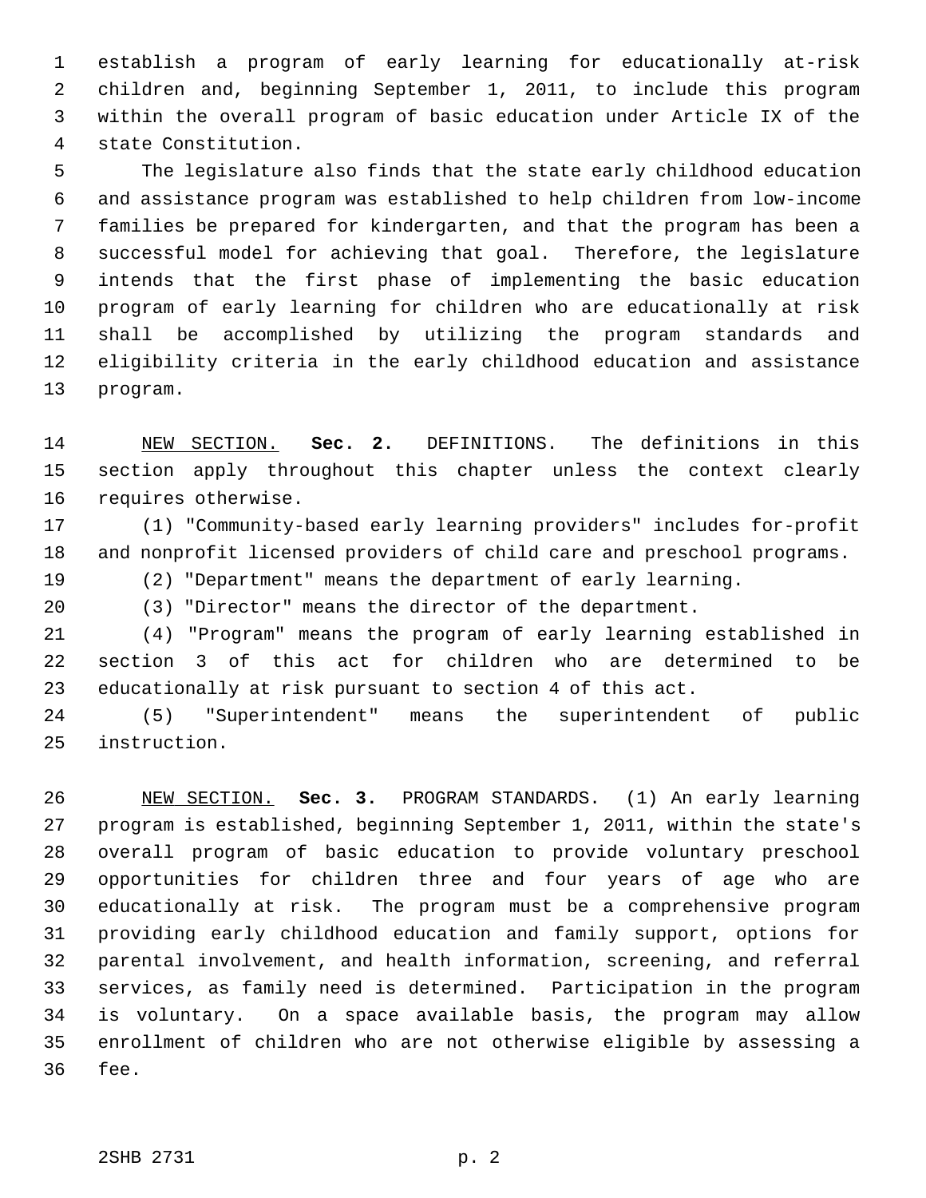establish a program of early learning for educationally at-risk children and, beginning September 1, 2011, to include this program within the overall program of basic education under Article IX of the state Constitution.

The legislature also finds that the state early childhood education and assistance program was established to help children from low-income families be prepared for kindergarten, and that the program has been a successful model for achieving that goal. Therefore, the legislature intends that the first phase of implementing the basic education program of early learning for children who are educationally at risk shall be accomplished by utilizing the program standards and eligibility criteria in the early childhood education and assistance program.

NEW SECTION. **Sec. 2.** DEFINITIONS. The definitions in this section apply throughout this chapter unless the context clearly requires otherwise.

(1) "Community-based early learning providers" includes for-profit and nonprofit licensed providers of child care and preschool programs.

(2) "Department" means the department of early learning.

(3) "Director" means the director of the department.

(4) "Program" means the program of early learning established in section 3 of this act for children who are determined to be educationally at risk pursuant to section 4 of this act.

(5) "Superintendent" means the superintendent of public instruction.

NEW SECTION. **Sec. 3.** PROGRAM STANDARDS. (1) An early learning program is established, beginning September 1, 2011, within the state's overall program of basic education to provide voluntary preschool opportunities for children three and four years of age who are educationally at risk. The program must be a comprehensive program providing early childhood education and family support, options for parental involvement, and health information, screening, and referral services, as family need is determined. Participation in the program is voluntary. On a space available basis, the program may allow enrollment of children who are not otherwise eligible by assessing a fee.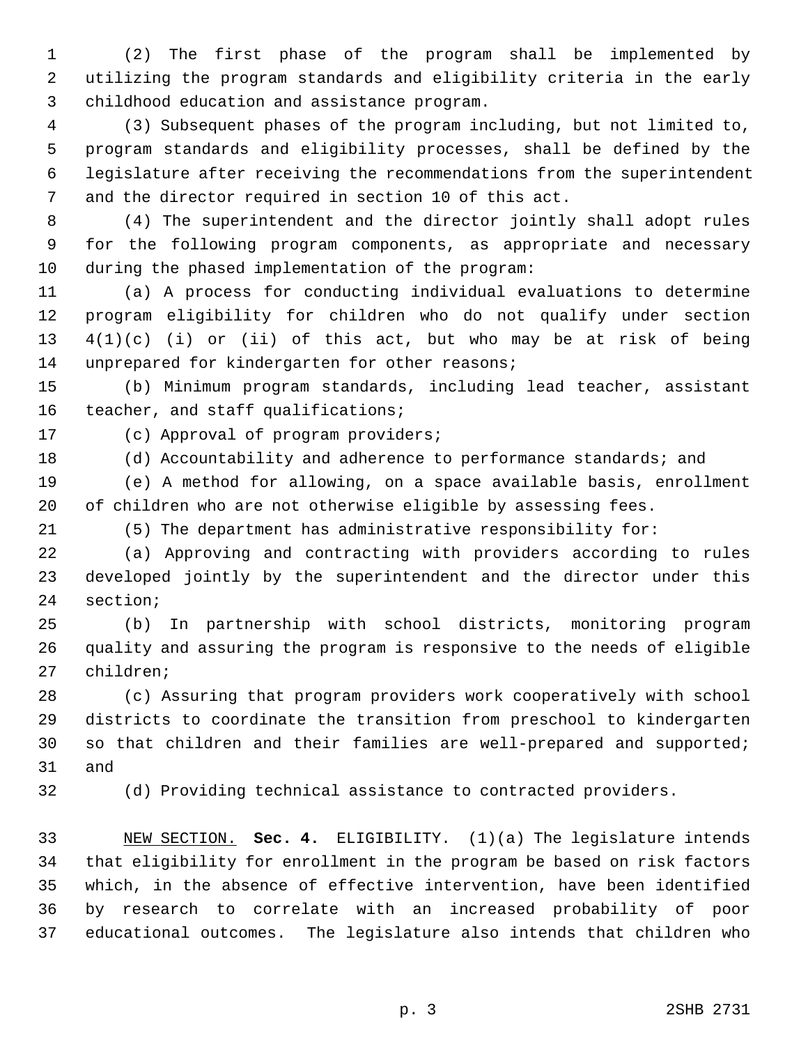(2) The first phase of the program shall be implemented by utilizing the program standards and eligibility criteria in the early childhood education and assistance program.

(3) Subsequent phases of the program including, but not limited to, program standards and eligibility processes, shall be defined by the legislature after receiving the recommendations from the superintendent and the director required in section 10 of this act.

(4) The superintendent and the director jointly shall adopt rules for the following program components, as appropriate and necessary during the phased implementation of the program:

(a) A process for conducting individual evaluations to determine program eligibility for children who do not qualify under section 4(1)(c) (i) or (ii) of this act, but who may be at risk of being unprepared for kindergarten for other reasons;

(b) Minimum program standards, including lead teacher, assistant teacher, and staff qualifications;

(c) Approval of program providers;

(d) Accountability and adherence to performance standards; and

(e) A method for allowing, on a space available basis, enrollment of children who are not otherwise eligible by assessing fees.

(5) The department has administrative responsibility for:

(a) Approving and contracting with providers according to rules developed jointly by the superintendent and the director under this section;

(b) In partnership with school districts, monitoring program quality and assuring the program is responsive to the needs of eligible children;

(c) Assuring that program providers work cooperatively with school districts to coordinate the transition from preschool to kindergarten so that children and their families are well-prepared and supported; and

(d) Providing technical assistance to contracted providers.

NEW SECTION. **Sec. 4.** ELIGIBILITY. (1)(a) The legislature intends that eligibility for enrollment in the program be based on risk factors which, in the absence of effective intervention, have been identified by research to correlate with an increased probability of poor educational outcomes. The legislature also intends that children who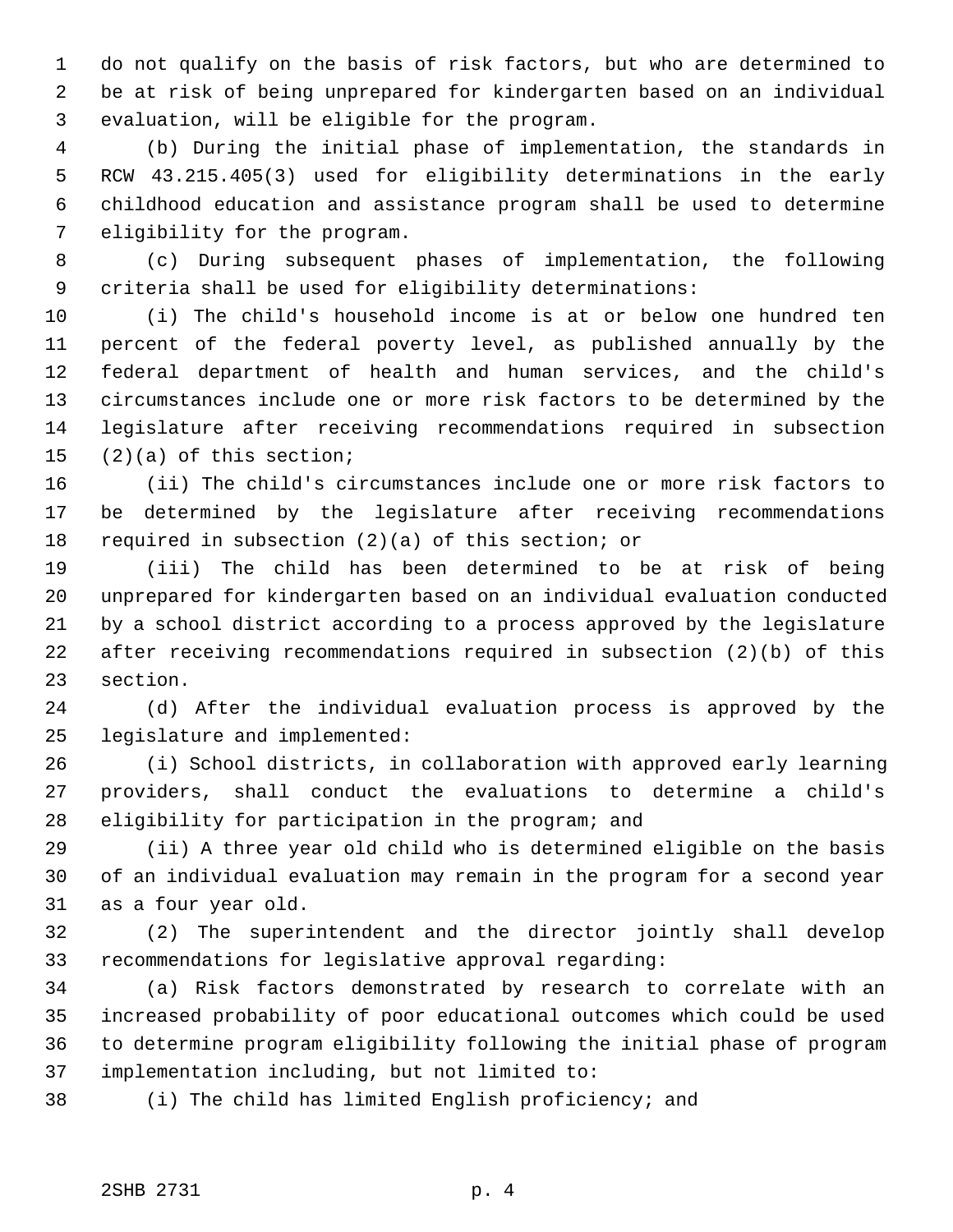do not qualify on the basis of risk factors, but who are determined to be at risk of being unprepared for kindergarten based on an individual evaluation, will be eligible for the program.

(b) During the initial phase of implementation, the standards in RCW 43.215.405(3) used for eligibility determinations in the early childhood education and assistance program shall be used to determine eligibility for the program.

(c) During subsequent phases of implementation, the following criteria shall be used for eligibility determinations:

(i) The child's household income is at or below one hundred ten percent of the federal poverty level, as published annually by the federal department of health and human services, and the child's circumstances include one or more risk factors to be determined by the legislature after receiving recommendations required in subsection (2)(a) of this section;

(ii) The child's circumstances include one or more risk factors to be determined by the legislature after receiving recommendations required in subsection (2)(a) of this section; or

(iii) The child has been determined to be at risk of being unprepared for kindergarten based on an individual evaluation conducted by a school district according to a process approved by the legislature after receiving recommendations required in subsection (2)(b) of this section.

(d) After the individual evaluation process is approved by the legislature and implemented:

(i) School districts, in collaboration with approved early learning providers, shall conduct the evaluations to determine a child's eligibility for participation in the program; and

(ii) A three year old child who is determined eligible on the basis of an individual evaluation may remain in the program for a second year as a four year old.

(2) The superintendent and the director jointly shall develop recommendations for legislative approval regarding:

(a) Risk factors demonstrated by research to correlate with an increased probability of poor educational outcomes which could be used to determine program eligibility following the initial phase of program implementation including, but not limited to:

(i) The child has limited English proficiency; and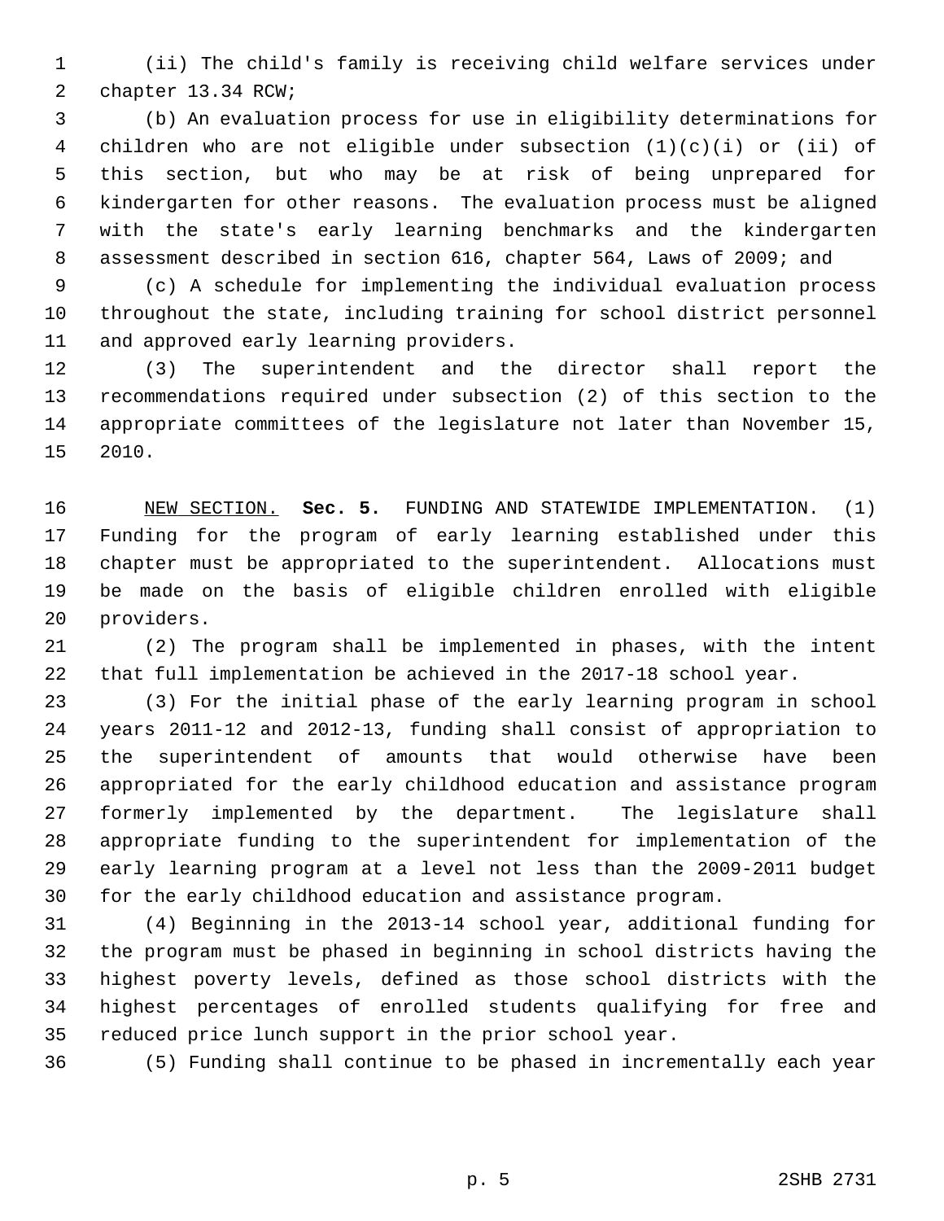(ii) The child's family is receiving child welfare services under chapter 13.34 RCW;

(b) An evaluation process for use in eligibility determinations for children who are not eligible under subsection (1)(c)(i) or (ii) of this section, but who may be at risk of being unprepared for kindergarten for other reasons. The evaluation process must be aligned with the state's early learning benchmarks and the kindergarten assessment described in section 616, chapter 564, Laws of 2009; and

(c) A schedule for implementing the individual evaluation process throughout the state, including training for school district personnel and approved early learning providers.

(3) The superintendent and the director shall report the recommendations required under subsection (2) of this section to the appropriate committees of the legislature not later than November 15, 2010.

NEW SECTION. **Sec. 5.** FUNDING AND STATEWIDE IMPLEMENTATION. (1) Funding for the program of early learning established under this chapter must be appropriated to the superintendent. Allocations must be made on the basis of eligible children enrolled with eligible providers.

(2) The program shall be implemented in phases, with the intent that full implementation be achieved in the 2017-18 school year.

(3) For the initial phase of the early learning program in school years 2011-12 and 2012-13, funding shall consist of appropriation to the superintendent of amounts that would otherwise have been appropriated for the early childhood education and assistance program formerly implemented by the department. The legislature shall appropriate funding to the superintendent for implementation of the early learning program at a level not less than the 2009-2011 budget for the early childhood education and assistance program.

(4) Beginning in the 2013-14 school year, additional funding for the program must be phased in beginning in school districts having the highest poverty levels, defined as those school districts with the highest percentages of enrolled students qualifying for free and reduced price lunch support in the prior school year.

(5) Funding shall continue to be phased in incrementally each year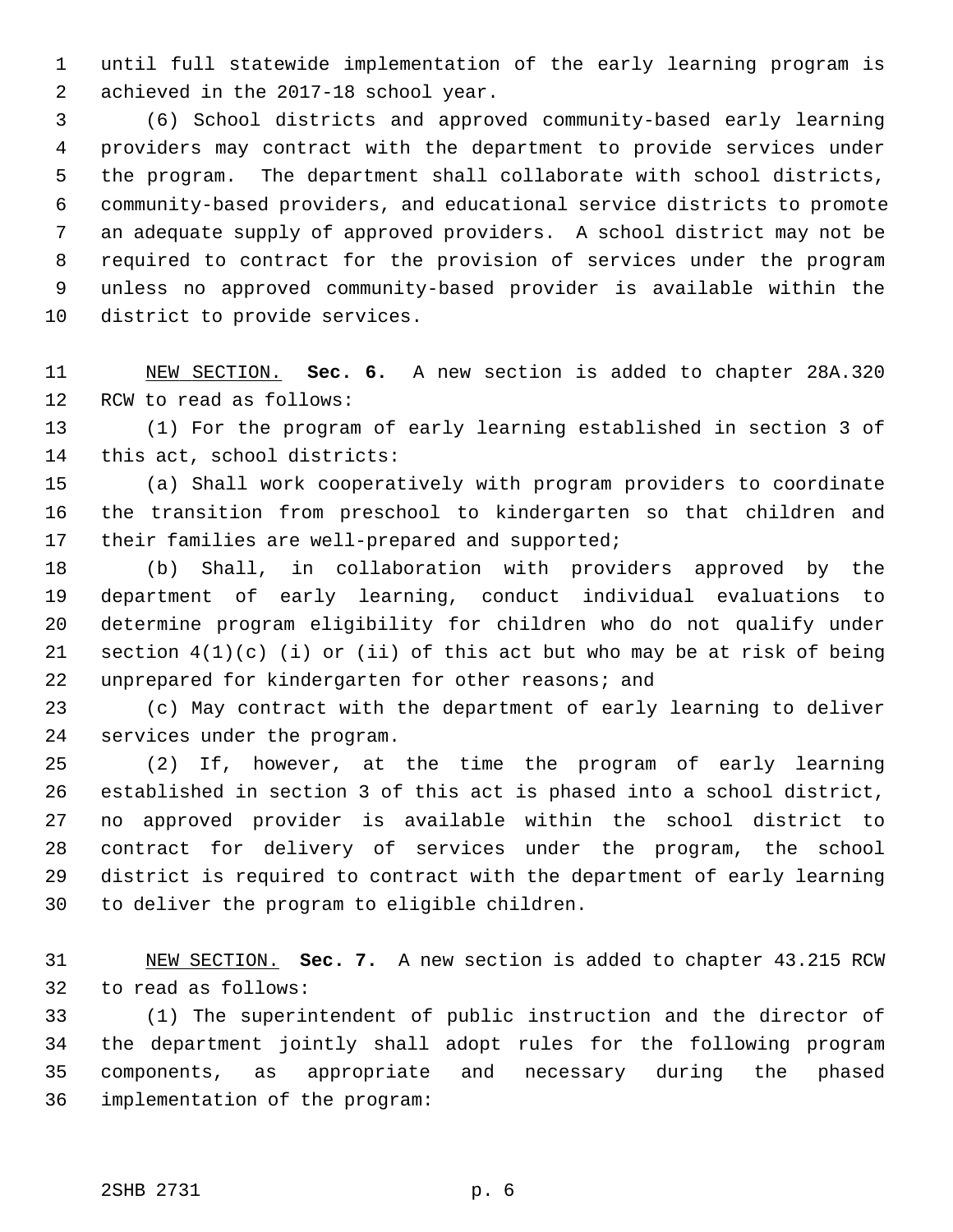until full statewide implementation of the early learning program is achieved in the 2017-18 school year.

(6) School districts and approved community-based early learning providers may contract with the department to provide services under the program. The department shall collaborate with school districts, community-based providers, and educational service districts to promote an adequate supply of approved providers. A school district may not be required to contract for the provision of services under the program unless no approved community-based provider is available within the district to provide services.

NEW SECTION. **Sec. 6.** A new section is added to chapter 28A.320 RCW to read as follows:

(1) For the program of early learning established in section 3 of this act, school districts:

(a) Shall work cooperatively with program providers to coordinate the transition from preschool to kindergarten so that children and their families are well-prepared and supported;

(b) Shall, in collaboration with providers approved by the department of early learning, conduct individual evaluations to determine program eligibility for children who do not qualify under section 4(1)(c) (i) or (ii) of this act but who may be at risk of being unprepared for kindergarten for other reasons; and

(c) May contract with the department of early learning to deliver services under the program.

(2) If, however, at the time the program of early learning established in section 3 of this act is phased into a school district, no approved provider is available within the school district to contract for delivery of services under the program, the school district is required to contract with the department of early learning to deliver the program to eligible children.

NEW SECTION. **Sec. 7.** A new section is added to chapter 43.215 RCW to read as follows:

(1) The superintendent of public instruction and the director of the department jointly shall adopt rules for the following program components, as appropriate and necessary during the phased implementation of the program: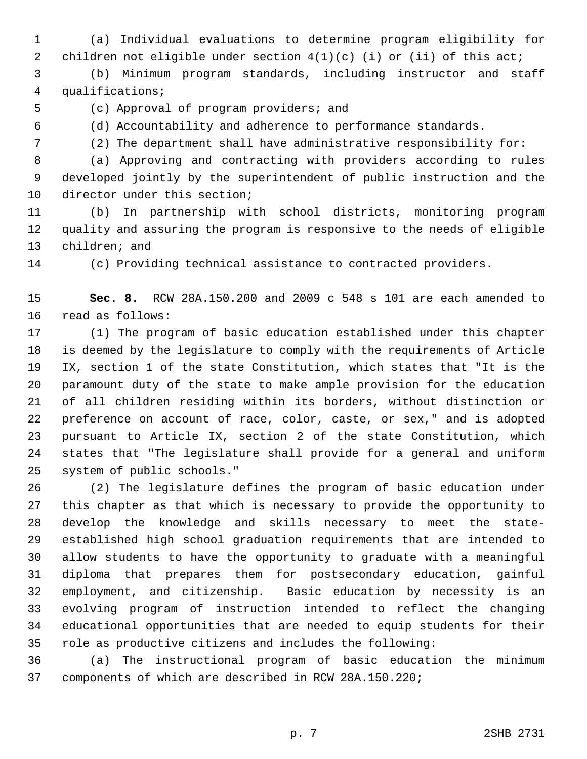(a) Individual evaluations to determine program eligibility for children not eligible under section 4(1)(c) (i) or (ii) of this act;

(b) Minimum program standards, including instructor and staff qualifications;

(c) Approval of program providers; and

(d) Accountability and adherence to performance standards.

(2) The department shall have administrative responsibility for:

(a) Approving and contracting with providers according to rules developed jointly by the superintendent of public instruction and the director under this section;

(b) In partnership with school districts, monitoring program quality and assuring the program is responsive to the needs of eligible children; and

(c) Providing technical assistance to contracted providers.

**Sec. 8.** RCW 28A.150.200 and 2009 c 548 s 101 are each amended to read as follows:

(1) The program of basic education established under this chapter is deemed by the legislature to comply with the requirements of Article IX, section 1 of the state Constitution, which states that "It is the paramount duty of the state to make ample provision for the education of all children residing within its borders, without distinction or preference on account of race, color, caste, or sex," and is adopted pursuant to Article IX, section 2 of the state Constitution, which states that "The legislature shall provide for a general and uniform system of public schools."

(2) The legislature defines the program of basic education under this chapter as that which is necessary to provide the opportunity to develop the knowledge and skills necessary to meet the state-established high school graduation requirements that are intended to allow students to have the opportunity to graduate with a meaningful diploma that prepares them for postsecondary education, gainful employment, and citizenship. Basic education by necessity is an evolving program of instruction intended to reflect the changing educational opportunities that are needed to equip students for their role as productive citizens and includes the following:

(a) The instructional program of basic education the minimum components of which are described in RCW 28A.150.220;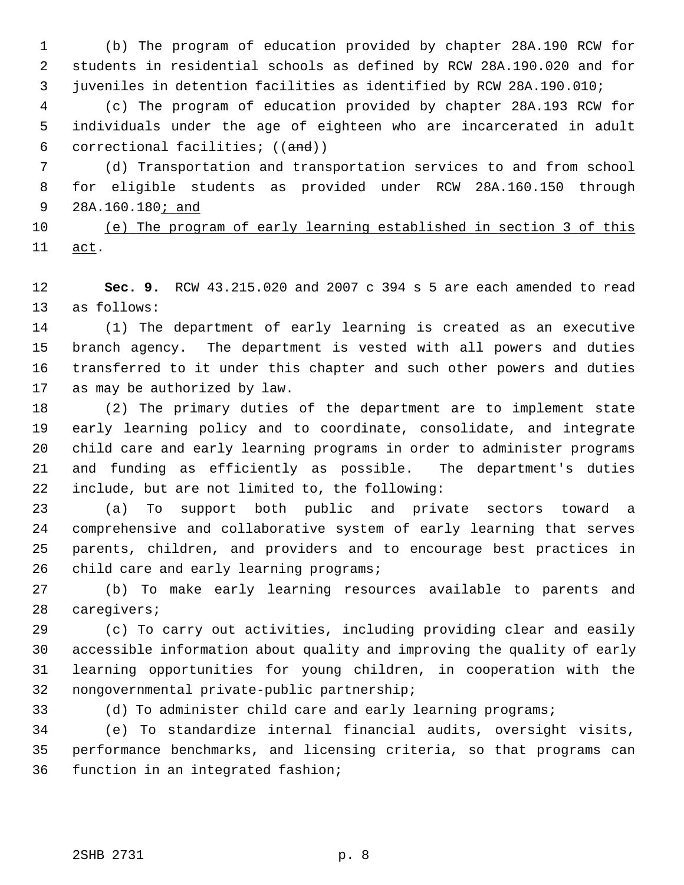(b) The program of education provided by chapter 28A.190 RCW for students in residential schools as defined by RCW 28A.190.020 and for juveniles in detention facilities as identified by RCW 28A.190.010;

(c) The program of education provided by chapter 28A.193 RCW for individuals under the age of eighteen who are incarcerated in adult correctional facilities; ((~~and~~))

(d) Transportation and transportation services to and from school for eligible students as provided under RCW 28A.160.150 through 28A.160.180<u>; and</u>

<u>(e) The program of early learning established in section 3 of this act</u>.

**Sec. 9.** RCW 43.215.020 and 2007 c 394 s 5 are each amended to read as follows:

(1) The department of early learning is created as an executive branch agency. The department is vested with all powers and duties transferred to it under this chapter and such other powers and duties as may be authorized by law.

(2) The primary duties of the department are to implement state early learning policy and to coordinate, consolidate, and integrate child care and early learning programs in order to administer programs and funding as efficiently as possible. The department's duties include, but are not limited to, the following:

(a) To support both public and private sectors toward a comprehensive and collaborative system of early learning that serves parents, children, and providers and to encourage best practices in child care and early learning programs;

(b) To make early learning resources available to parents and caregivers;

(c) To carry out activities, including providing clear and easily accessible information about quality and improving the quality of early learning opportunities for young children, in cooperation with the nongovernmental private-public partnership;

(d) To administer child care and early learning programs;

(e) To standardize internal financial audits, oversight visits, performance benchmarks, and licensing criteria, so that programs can function in an integrated fashion;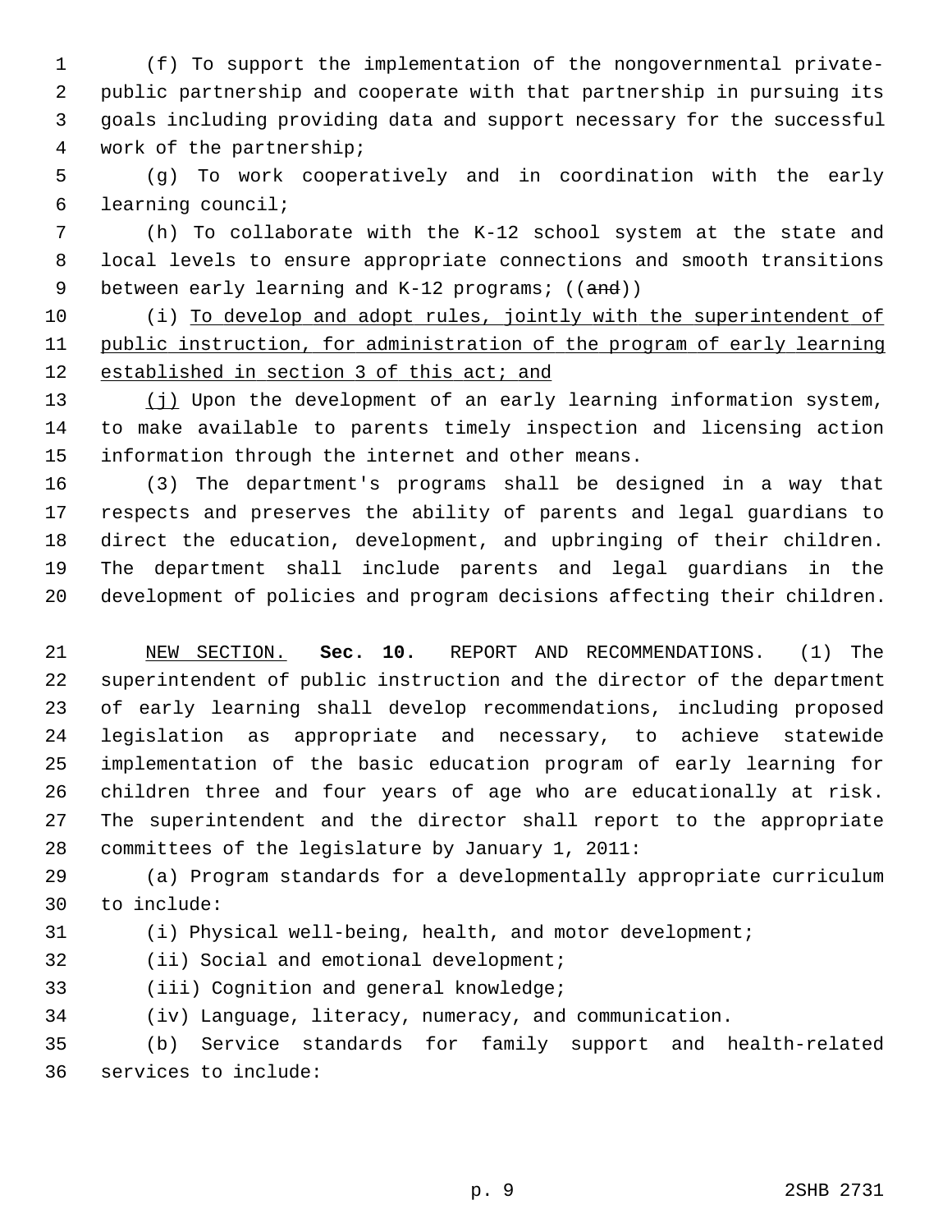(f) To support the implementation of the nongovernmental private-public partnership and cooperate with that partnership in pursuing its goals including providing data and support necessary for the successful work of the partnership;

(g) To work cooperatively and in coordination with the early learning council;

(h) To collaborate with the K-12 school system at the state and local levels to ensure appropriate connections and smooth transitions between early learning and K-12 programs; ((~~and~~))

(i) <u>To develop and adopt rules, jointly with the superintendent of public instruction, for administration of the program of early learning established in section 3 of this act; and</u>

<u>(j)</u> Upon the development of an early learning information system, to make available to parents timely inspection and licensing action information through the internet and other means.

(3) The department's programs shall be designed in a way that respects and preserves the ability of parents and legal guardians to direct the education, development, and upbringing of their children. The department shall include parents and legal guardians in the development of policies and program decisions affecting their children.

<u>NEW SECTION.</u> **Sec. 10.** REPORT AND RECOMMENDATIONS. (1) The superintendent of public instruction and the director of the department of early learning shall develop recommendations, including proposed legislation as appropriate and necessary, to achieve statewide implementation of the basic education program of early learning for children three and four years of age who are educationally at risk. The superintendent and the director shall report to the appropriate committees of the legislature by January 1, 2011:

(a) Program standards for a developmentally appropriate curriculum to include:

(i) Physical well-being, health, and motor development;

(ii) Social and emotional development;

(iii) Cognition and general knowledge;

(iv) Language, literacy, numeracy, and communication.

(b) Service standards for family support and health-related services to include: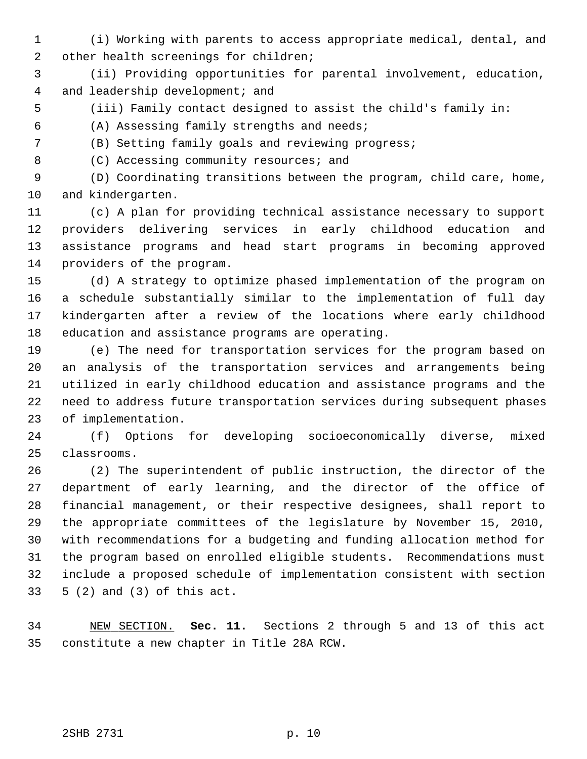(i) Working with parents to access appropriate medical, dental, and other health screenings for children;

(ii) Providing opportunities for parental involvement, education, and leadership development; and

(iii) Family contact designed to assist the child's family in:

(A) Assessing family strengths and needs;

(B) Setting family goals and reviewing progress;

(C) Accessing community resources; and

(D) Coordinating transitions between the program, child care, home, and kindergarten.

(c) A plan for providing technical assistance necessary to support providers delivering services in early childhood education and assistance programs and head start programs in becoming approved providers of the program.

(d) A strategy to optimize phased implementation of the program on a schedule substantially similar to the implementation of full day kindergarten after a review of the locations where early childhood education and assistance programs are operating.

(e) The need for transportation services for the program based on an analysis of the transportation services and arrangements being utilized in early childhood education and assistance programs and the need to address future transportation services during subsequent phases of implementation.

(f) Options for developing socioeconomically diverse, mixed classrooms.

(2) The superintendent of public instruction, the director of the department of early learning, and the director of the office of financial management, or their respective designees, shall report to the appropriate committees of the legislature by November 15, 2010, with recommendations for a budgeting and funding allocation method for the program based on enrolled eligible students. Recommendations must include a proposed schedule of implementation consistent with section 5 (2) and (3) of this act.

NEW SECTION. **Sec. 11.** Sections 2 through 5 and 13 of this act constitute a new chapter in Title 28A RCW.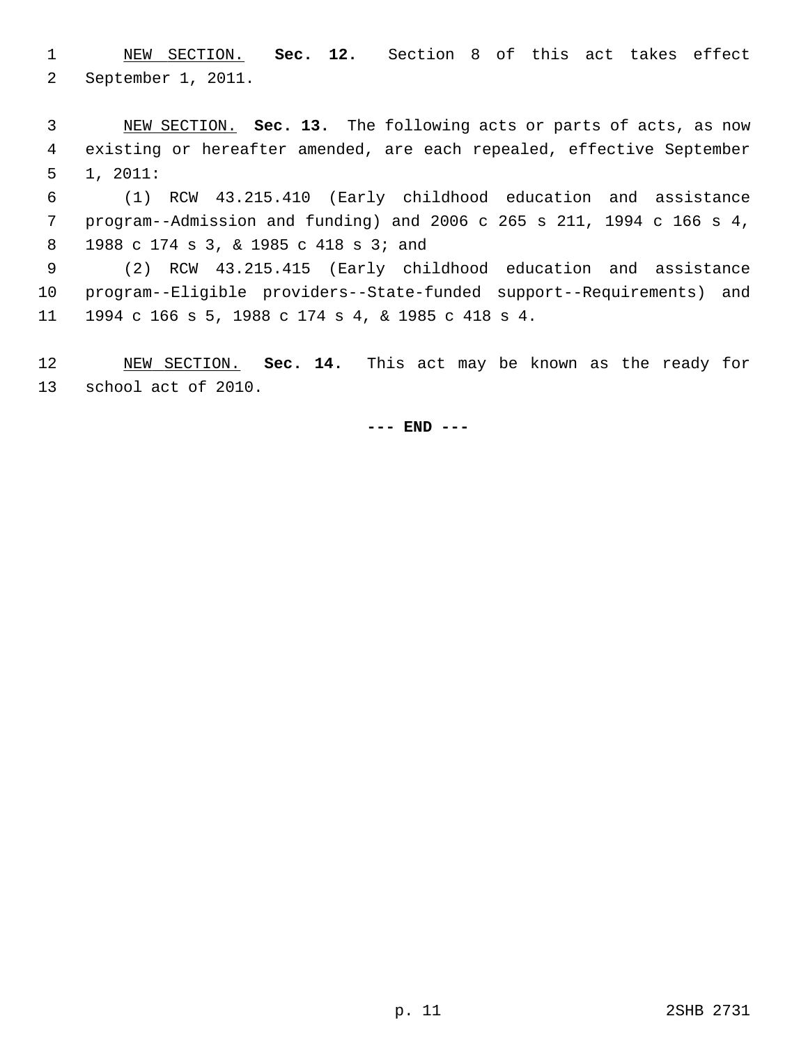NEW SECTION. **Sec. 12.** Section 8 of this act takes effect September 1, 2011.

NEW SECTION. **Sec. 13.** The following acts or parts of acts, as now existing or hereafter amended, are each repealed, effective September 1, 2011:

(1) RCW 43.215.410 (Early childhood education and assistance program--Admission and funding) and 2006 c 265 s 211, 1994 c 166 s 4, 1988 c 174 s 3, & 1985 c 418 s 3; and

(2) RCW 43.215.415 (Early childhood education and assistance program--Eligible providers--State-funded support--Requirements) and 1994 c 166 s 5, 1988 c 174 s 4, & 1985 c 418 s 4.

NEW SECTION. **Sec. 14.** This act may be known as the ready for school act of 2010.

**--- END ---**